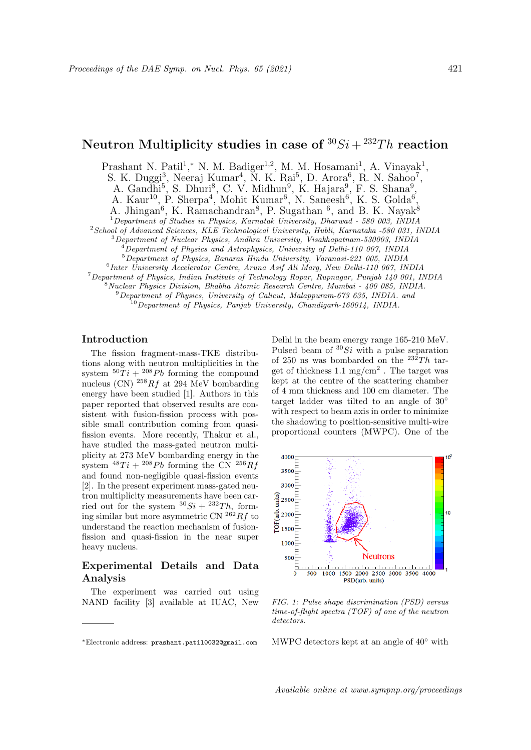# Neutron Multiplicity studies in case of $^{30}Si + ^{232}Th$ reaction

Prashant N. Patil[1],* N. M. Badiger[1,2], M. M. Hosamani[1], A. Vinayak[1], S. K. Duggi[3], Neeraj Kumar[4], N. K. Rai[5], D. Arora[6], R. N. Sahoo[7], A. Gandhi[5], S. Dhuri[8], C. V. Midhun[9], K. Hajara[9], F. S. Shana[9], A. Kaur[10], P. Sherpa[4], Mohit Kumar[6], N. Saneesh[6], K. S. Golda[6], A. Jhingan[6], K. Ramachandran[8], P. Sugathan [6], and B. K. Nayak[8]

[1] *Department of Studies in Physics, Karnatak University, Dharwad - 580 003, INDIA*
[2] *School of Advanced Sciences, KLE Technological University, Hubli, Karnataka -580 031, INDIA*
[3] *Department of Nuclear Physics, Andhra University, Visakhapatnam-530003, INDIA*
[4] *Department of Physics and Astrophysics, University of Delhi-110 007, INDIA*
[5] *Department of Physics, Banaras Hindu University, Varanasi-221 005, INDIA*
[6] *Inter University Accelerator Centre, Aruna Asif Ali Marg, New Delhi-110 067, INDIA*
[7] *Department of Physics, Indian Institute of Technology Ropar, Rupnagar, Punjab 140 001, INDIA*
[8] *Nuclear Physics Division, Bhabha Atomic Research Centre, Mumbai - 400 085, INDIA.*
[9] *Department of Physics, University of Calicut, Malappuram-673 635, INDIA. and*
[10] *Department of Physics, Panjab University, Chandigarh-160014, INDIA.*

## Introduction

The fission fragment-mass-TKE distributions along with neutron multiplicities in the system $^{50}Ti + ^{208}Pb$ forming the compound nucleus (CN) $^{258}Rf$ at 294 MeV bombarding energy have been studied [1]. Authors in this paper reported that observed results are consistent with fusion-fission process with possible small contribution coming from quasi-fission events. More recently, Thakur et al., have studied the mass-gated neutron multiplicity at 273 MeV bombarding energy in the system $^{48}Ti + ^{208}Pb$ forming the CN $^{256}Rf$ and found non-negligible quasi-fission events [2]. In the present experiment mass-gated neutron multiplicity measurements have been carried out for the system $^{30}Si + ^{232}Th$, forming similar but more asymmetric CN $^{262}Rf$ to understand the reaction mechanism of fusion-fission and quasi-fission in the near super heavy nucleus.

## Experimental Details and Data Analysis

The experiment was carried out using NAND facility [3] available at IUAC, New Delhi in the beam energy range 165-210 MeV. Pulsed beam of $^{30}Si$ with a pulse separation of 250 ns was bombarded on the $^{232}Th$ target of thickness 1.1 mg/cm$^2$ . The target was kept at the centre of the scattering chamber of 4 mm thickness and 100 cm diameter. The target ladder was tilted to an angle of 30° with respect to beam axis in order to minimize the shadowing to position-sensitive multi-wire proportional counters (MWPC). One of the MWPC detectors kept at an angle of 40° with

*FIG. 1: Pulse shape discrimination (PSD) versus time-of-flight spectra (TOF) of one of the neutron detectors.*

*Electronic address: prashant.patil0032@gmail.com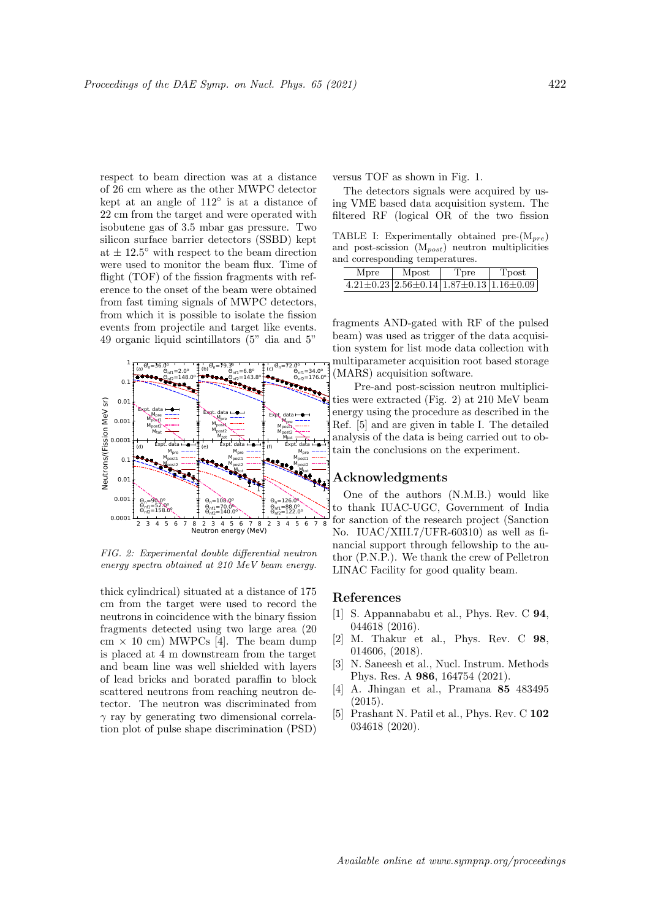respect to beam direction was at a distance of 26 cm where as the other MWPC detector kept at an angle of 112° is at a distance of 22 cm from the target and were operated with isobutene gas of 3.5 mbar gas pressure. Two silicon surface barrier detectors (SSBD) kept at ± 12.5° with respect to the beam direction were used to monitor the beam flux. Time of flight (TOF) of the fission fragments with reference to the onset of the beam were obtained from fast timing signals of MWPC detectors, from which it is possible to isolate the fission events from projectile and target like events. 49 organic liquid scintillators (5" dia and 5" thick cylindrical) situated at a distance of 175 cm from the target were used to record the neutrons in coincidence with the binary fission fragments detected using two large area (20 cm × 10 cm) MWPCs [4]. The beam dump is placed at 4 m downstream from the target and beam line was well shielded with layers of lead bricks and borated paraffin to block scattered neutrons from reaching neutron detector. The neutron was discriminated from $\gamma$ ray by generating two dimensional correlation plot of pulse shape discrimination (PSD) versus TOF as shown in Fig. 1.

(a) $\Theta_n$=36.0° $\Theta_{nf1}$=2.0° $\Theta_{nf2}$=148.0°
(b) $\Theta_n$=79.3° $\Theta_{nf1}$=6.8° $\Theta_{nf2}$=143.8°
(c) $\Theta_n$=72.0° $\Theta_{nf1}$=34.0° $\Theta_{nf2}$=176.0°
(d) $\Theta_n$=90.0° $\Theta_{nf1}$=52.0° $\Theta_{nf2}$=158.0°
(e) $\Theta_n$=108.0° $\Theta_{nf1}$=70.0° $\Theta_{nf2}$=140.0°
(f) $\Theta_n$=126.0° $\Theta_{nf1}$=88.0° $\Theta_{nf2}$=122.0°

Expt. data
$M_{pre}$
$M_{post1}$
$M_{post2}$
$M_{tot}$

Neutrons/(Fission MeV sr)

Neutron energy (MeV)

*FIG. 2: Experimental double differential neutron energy spectra obtained at 210 MeV beam energy.*

The detectors signals were acquired by using VME based data acquisition system. The filtered RF (logical OR of the two fission fragments AND-gated with RF of the pulsed beam) was used as trigger of the data acquisition system for list mode data collection with multiparameter acquisition root based storage (MARS) acquisition software.

TABLE I: Experimentally obtained pre-($M_{pre}$) and post-scission ($M_{post}$) neutron multiplicities and corresponding temperatures.

| Mpre | Mpost | Tpre | Tpost |
|---|---|---|---|
| 4.21±0.23 | 2.56±0.14 | 1.87±0.13 | 1.16±0.09 |

Pre-and post-scission neutron multiplicities were extracted (Fig. 2) at 210 MeV beam energy using the procedure as described in the Ref. [5] and are given in table I. The detailed analysis of the data is being carried out to obtain the conclusions on the experiment.

## Acknowledgments

One of the authors (N.M.B.) would like to thank IUAC-UGC, Government of India for sanction of the research project (Sanction No. IUAC/XIII.7/UFR-60310) as well as financial support through fellowship to the author (P.N.P.). We thank the crew of Pelletron LINAC Facility for good quality beam.

## References

[1] S. Appannababu et al., Phys. Rev. C **94**, 044618 (2016).

[2] M. Thakur et al., Phys. Rev. C **98**, 014606, (2018).

[3] N. Saneesh et al., Nucl. Instrum. Methods Phys. Res. A **986**, 164754 (2021).

[4] A. Jhingan et al., Pramana **85** 483495 (2015).

[5] Prashant N. Patil et al., Phys. Rev. C **102** 034618 (2020).